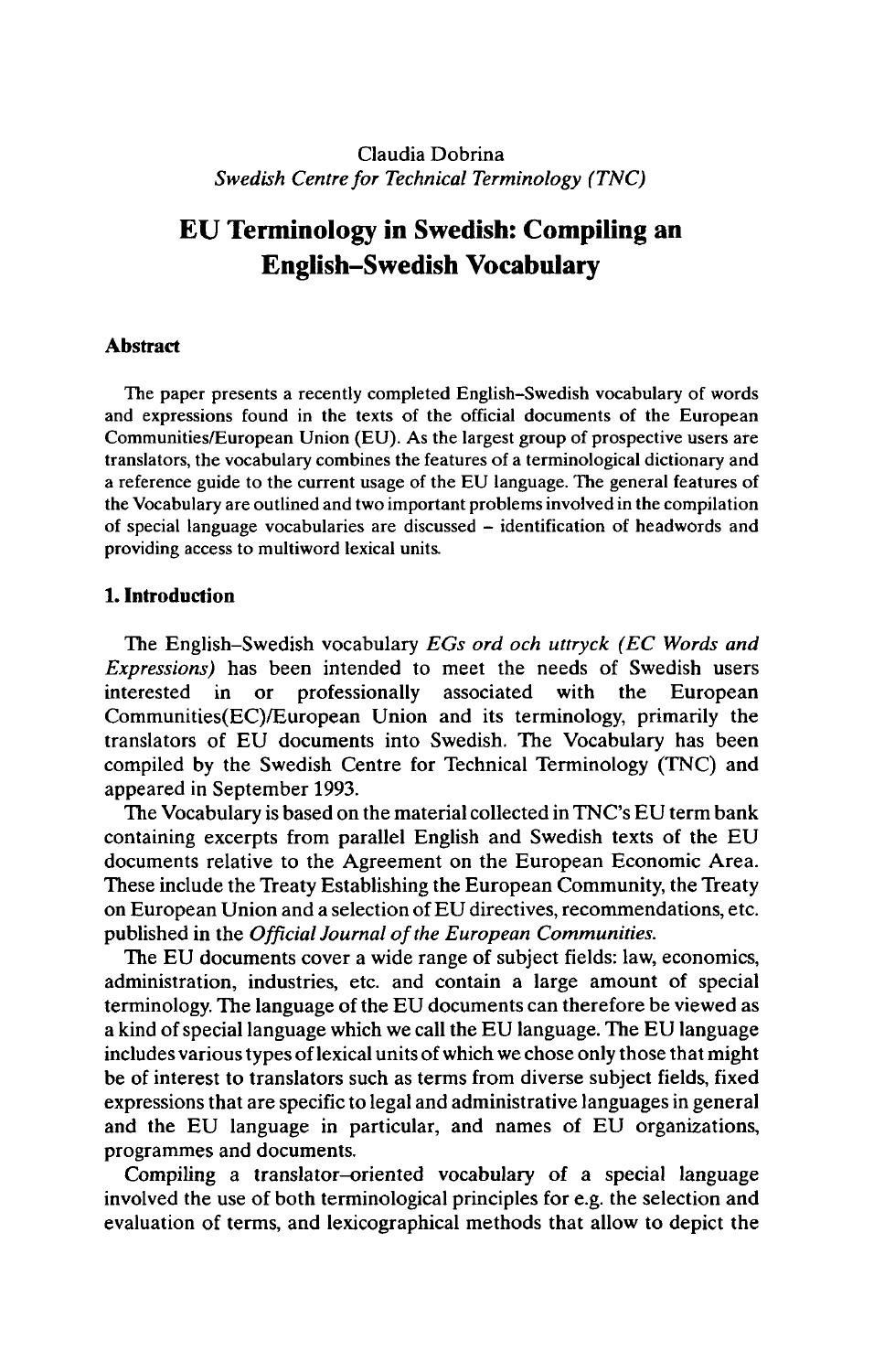Claudia Dobrina
*Swedish Centre for Technical Terminology (TNC)*

# EU Terminology in Swedish: Compiling an English–Swedish Vocabulary

## Abstract

The paper presents a recently completed English–Swedish vocabulary of words and expressions found in the texts of the official documents of the European Communities/European Union (EU). As the largest group of prospective users are translators, the vocabulary combines the features of a terminological dictionary and a reference guide to the current usage of the EU language. The general features of the Vocabulary are outlined and two important problems involved in the compilation of special language vocabularies are discussed – identification of headwords and providing access to multiword lexical units.

## 1. Introduction

The English–Swedish vocabulary *EGs ord och uttryck (EC Words and Expressions)* has been intended to meet the needs of Swedish users interested in or professionally associated with the European Communities(EC)/European Union and its terminology, primarily the translators of EU documents into Swedish. The Vocabulary has been compiled by the Swedish Centre for Technical Terminology (TNC) and appeared in September 1993.

The Vocabulary is based on the material collected in TNC's EU term bank containing excerpts from parallel English and Swedish texts of the EU documents relative to the Agreement on the European Economic Area. These include the Treaty Establishing the European Community, the Treaty on European Union and a selection of EU directives, recommendations, etc. published in the *Official Journal of the European Communities.*

The EU documents cover a wide range of subject fields: law, economics, administration, industries, etc. and contain a large amount of special terminology. The language of the EU documents can therefore be viewed as a kind of special language which we call the EU language. The EU language includes various types of lexical units of which we chose only those that might be of interest to translators such as terms from diverse subject fields, fixed expressions that are specific to legal and administrative languages in general and the EU language in particular, and names of EU organizations, programmes and documents.

Compiling a translator–oriented vocabulary of a special language involved the use of both terminological principles for e.g. the selection and evaluation of terms, and lexicographical methods that allow to depict the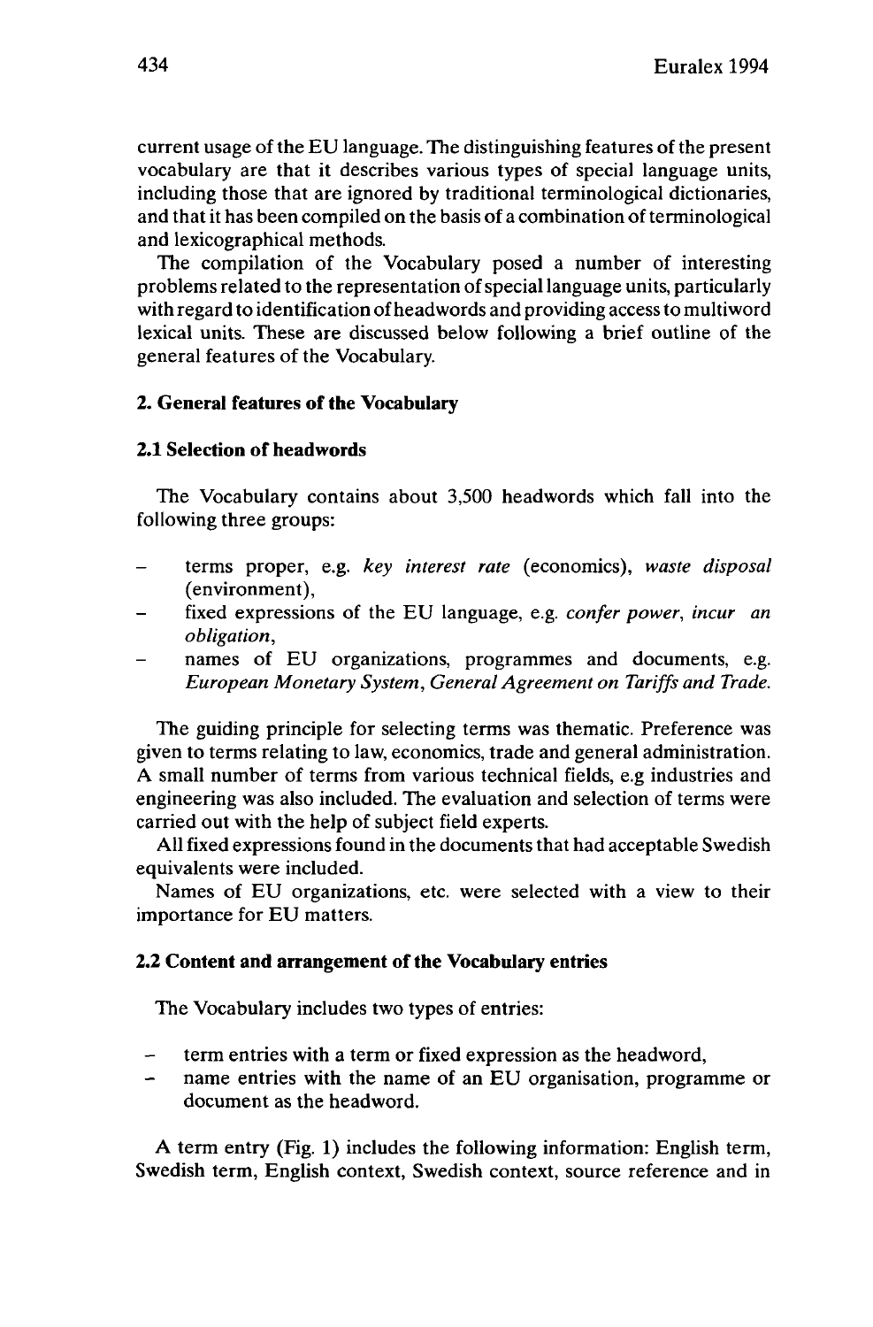current usage of the EU language. The distinguishing features of the present vocabulary are that it describes various types of special language units, including those that are ignored by traditional terminological dictionaries, and that it has been compiled on the basis of a combination of terminological and lexicographical methods.

The compilation of the Vocabulary posed a number of interesting problems related to the representation of special language units, particularly with regard to identification of headwords and providing access to multiword lexical units. These are discussed below following a brief outline of the general features of the Vocabulary.

## 2. General features of the Vocabulary

### 2.1 Selection of headwords

The Vocabulary contains about 3,500 headwords which fall into the following three groups:

- terms proper, e.g. *key interest rate* (economics), *waste disposal* (environment),
- fixed expressions of the EU language, e.g. *confer power*, *incur an obligation*,
- names of EU organizations, programmes and documents, e.g. *European Monetary System*, *General Agreement on Tariffs and Trade.*

The guiding principle for selecting terms was thematic. Preference was given to terms relating to law, economics, trade and general administration. A small number of terms from various technical fields, e.g industries and engineering was also included. The evaluation and selection of terms were carried out with the help of subject field experts.

All fixed expressions found in the documents that had acceptable Swedish equivalents were included.

Names of EU organizations, etc. were selected with a view to their importance for EU matters.

### 2.2 Content and arrangement of the Vocabulary entries

The Vocabulary includes two types of entries:

- term entries with a term or fixed expression as the headword,
- name entries with the name of an EU organisation, programme or document as the headword.

A term entry (Fig. 1) includes the following information: English term, Swedish term, English context, Swedish context, source reference and in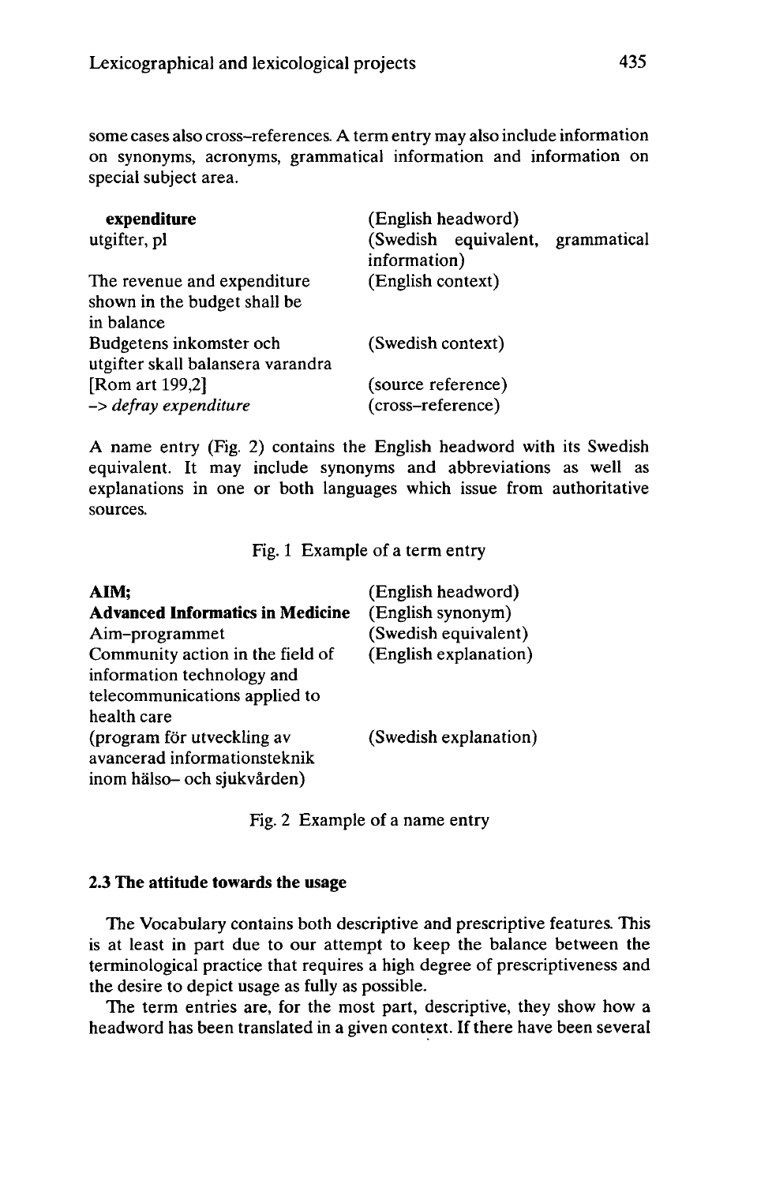some cases also cross-references. A term entry may also include information on synonyms, acronyms, grammatical information and information on special subject area.

| | |
|---|---|
| **expenditure** | (English headword) |
| utgifter, pl | (Swedish equivalent, grammatical information) |
| The revenue and expenditure shown in the budget shall be in balance | (English context) |
| Budgetens inkomster och utgifter skall balansera varandra | (Swedish context) |
| [Rom art 199,2] | (source reference) |
| -> *defray expenditure* | (cross-reference) |

A name entry (Fig. 2) contains the English headword with its Swedish equivalent. It may include synonyms and abbreviations as well as explanations in one or both languages which issue from authoritative sources.

Fig. 1 Example of a term entry

| | |
|---|---|
| **AIM;** | (English headword) |
| **Advanced Informatics in Medicine** | (English synonym) |
| Aim-programmet | (Swedish equivalent) |
| Community action in the field of information technology and telecommunications applied to health care | (English explanation) |
| (program för utveckling av avancerad informationsteknik inom hälso- och sjukvården) | (Swedish explanation) |

Fig. 2 Example of a name entry

### 2.3 The attitude towards the usage

The Vocabulary contains both descriptive and prescriptive features. This is at least in part due to our attempt to keep the balance between the terminological practice that requires a high degree of prescriptiveness and the desire to depict usage as fully as possible.

The term entries are, for the most part, descriptive, they show how a headword has been translated in a given context. If there have been several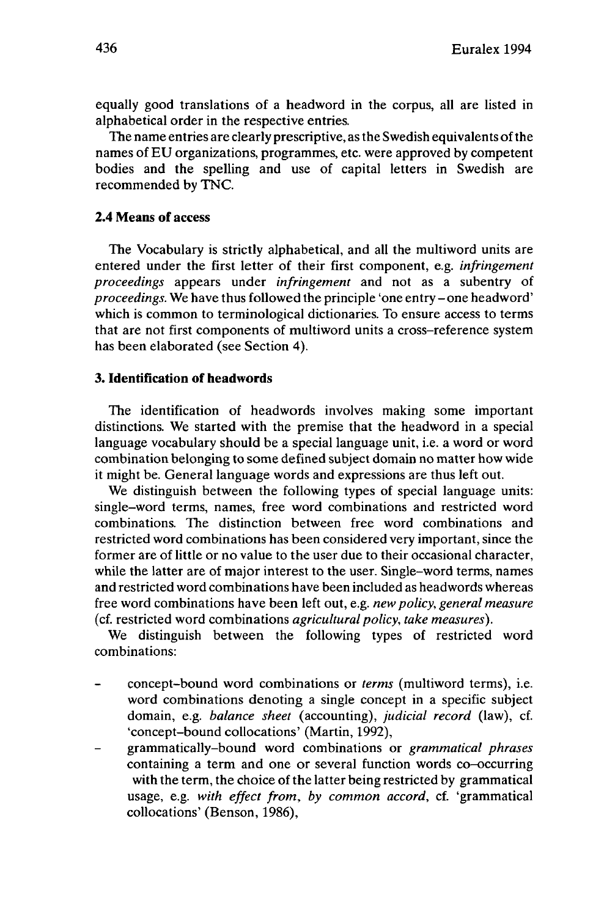equally good translations of a headword in the corpus, all are listed in alphabetical order in the respective entries.

The name entries are clearly prescriptive, as the Swedish equivalents of the names of EU organizations, programmes, etc. were approved by competent bodies and the spelling and use of capital letters in Swedish are recommended by TNC.

### 2.4 Means of access

The Vocabulary is strictly alphabetical, and all the multiword units are entered under the first letter of their first component, e.g. *infringement proceedings* appears under *infringement* and not as a subentry of *proceedings*. We have thus followed the principle 'one entry – one headword' which is common to terminological dictionaries. To ensure access to terms that are not first components of multiword units a cross-reference system has been elaborated (see Section 4).

## 3. Identification of headwords

The identification of headwords involves making some important distinctions. We started with the premise that the headword in a special language vocabulary should be a special language unit, i.e. a word or word combination belonging to some defined subject domain no matter how wide it might be. General language words and expressions are thus left out.

We distinguish between the following types of special language units: single-word terms, names, free word combinations and restricted word combinations. The distinction between free word combinations and restricted word combinations has been considered very important, since the former are of little or no value to the user due to their occasional character, while the latter are of major interest to the user. Single-word terms, names and restricted word combinations have been included as headwords whereas free word combinations have been left out, e.g. *new policy, general measure* (cf. restricted word combinations *agricultural policy, take measures*).

We distinguish between the following types of restricted word combinations:

- concept-bound word combinations or *terms* (multiword terms), i.e. word combinations denoting a single concept in a specific subject domain, e.g. *balance sheet* (accounting), *judicial record* (law), cf. 'concept-bound collocations' (Martin, 1992),
- grammatically-bound word combinations or *grammatical phrases* containing a term and one or several function words co-occurring with the term, the choice of the latter being restricted by grammatical usage, e.g. *with effect from, by common accord*, cf. 'grammatical collocations' (Benson, 1986),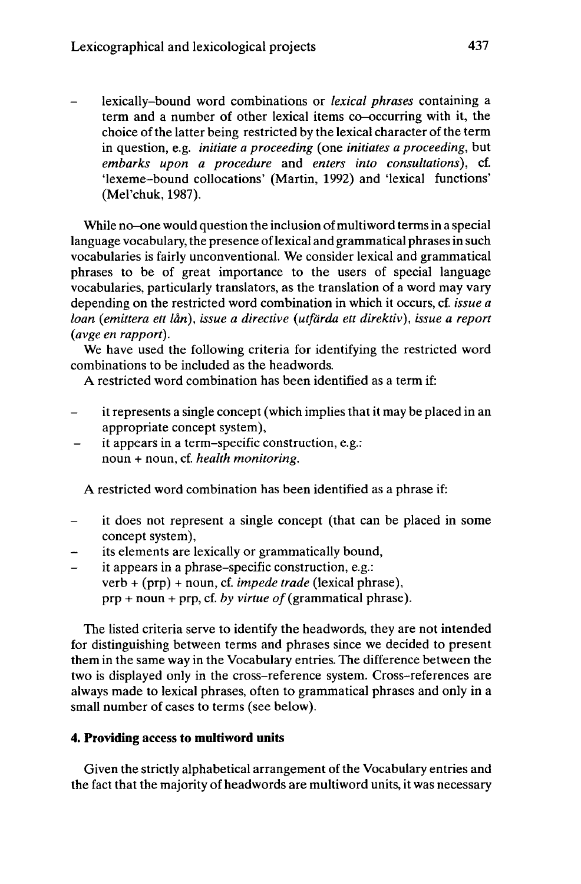- lexically-bound word combinations or *lexical phrases* containing a term and a number of other lexical items co-occurring with it, the choice of the latter being restricted by the lexical character of the term in question, e.g. *initiate a proceeding* (one *initiates a proceeding*, but *embarks upon a procedure* and *enters into consultations*), cf. 'lexeme-bound collocations' (Martin, 1992) and 'lexical functions' (Mel'chuk, 1987).

While no-one would question the inclusion of multiword terms in a special language vocabulary, the presence of lexical and grammatical phrases in such vocabularies is fairly unconventional. We consider lexical and grammatical phrases to be of great importance to the users of special language vocabularies, particularly translators, as the translation of a word may vary depending on the restricted word combination in which it occurs, cf. *issue a loan* (*emittera ett lån*), *issue a directive* (*utfärda ett direktiv*), *issue a report* (*avge en rapport*).

We have used the following criteria for identifying the restricted word combinations to be included as the headwords.

A restricted word combination has been identified as a term if:

- it represents a single concept (which implies that it may be placed in an appropriate concept system),
- it appears in a term-specific construction, e.g.:
  noun + noun, cf. *health monitoring*.

A restricted word combination has been identified as a phrase if:

- it does not represent a single concept (that can be placed in some concept system),
- its elements are lexically or grammatically bound,
- it appears in a phrase-specific construction, e.g.:
  verb + (prp) + noun, cf. *impede trade* (lexical phrase),
  prp + noun + prp, cf. *by virtue of* (grammatical phrase).

The listed criteria serve to identify the headwords, they are not intended for distinguishing between terms and phrases since we decided to present them in the same way in the Vocabulary entries. The difference between the two is displayed only in the cross-reference system. Cross-references are always made to lexical phrases, often to grammatical phrases and only in a small number of cases to terms (see below).

## 4. Providing access to multiword units

Given the strictly alphabetical arrangement of the Vocabulary entries and the fact that the majority of headwords are multiword units, it was necessary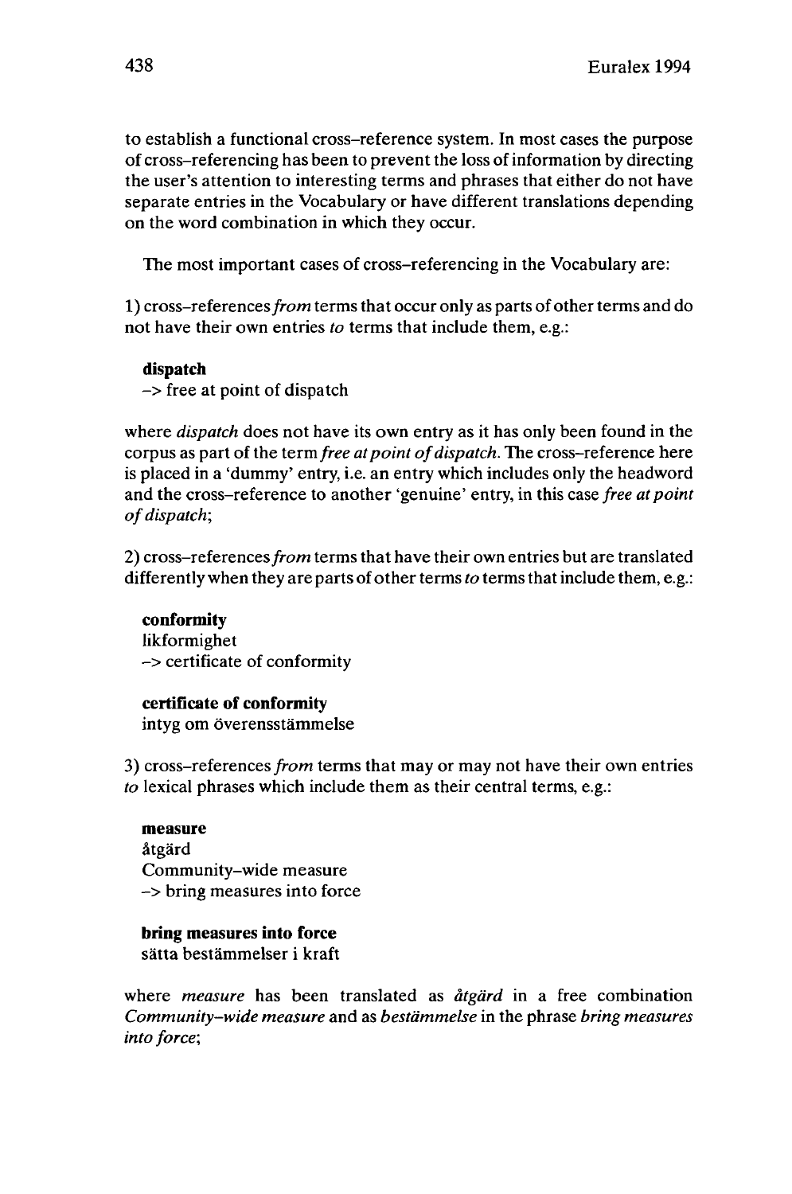to establish a functional cross–reference system. In most cases the purpose of cross–referencing has been to prevent the loss of information by directing the user's attention to interesting terms and phrases that either do not have separate entries in the Vocabulary or have different translations depending on the word combination in which they occur.

The most important cases of cross–referencing in the Vocabulary are:

1) cross–references *from* terms that occur only as parts of other terms and do not have their own entries *to* terms that include them, e.g.:

> **dispatch**
> –> free at point of dispatch

where *dispatch* does not have its own entry as it has only been found in the corpus as part of the term *free at point of dispatch*. The cross–reference here is placed in a 'dummy' entry, i.e. an entry which includes only the headword and the cross–reference to another 'genuine' entry, in this case *free at point of dispatch*;

2) cross–references *from* terms that have their own entries but are translated differently when they are parts of other terms *to* terms that include them, e.g.:

> **conformity**
> likformighet
> –> certificate of conformity

> **certificate of conformity**
> intyg om överensstämmelse

3) cross–references *from* terms that may or may not have their own entries *to* lexical phrases which include them as their central terms, e.g.:

> **measure**
> åtgärd
> Community–wide measure
> –> bring measures into force

> **bring measures into force**
> sätta bestämmelser i kraft

where *measure* has been translated as *åtgärd* in a free combination *Community–wide measure* and as *bestämmelse* in the phrase *bring measures into force*;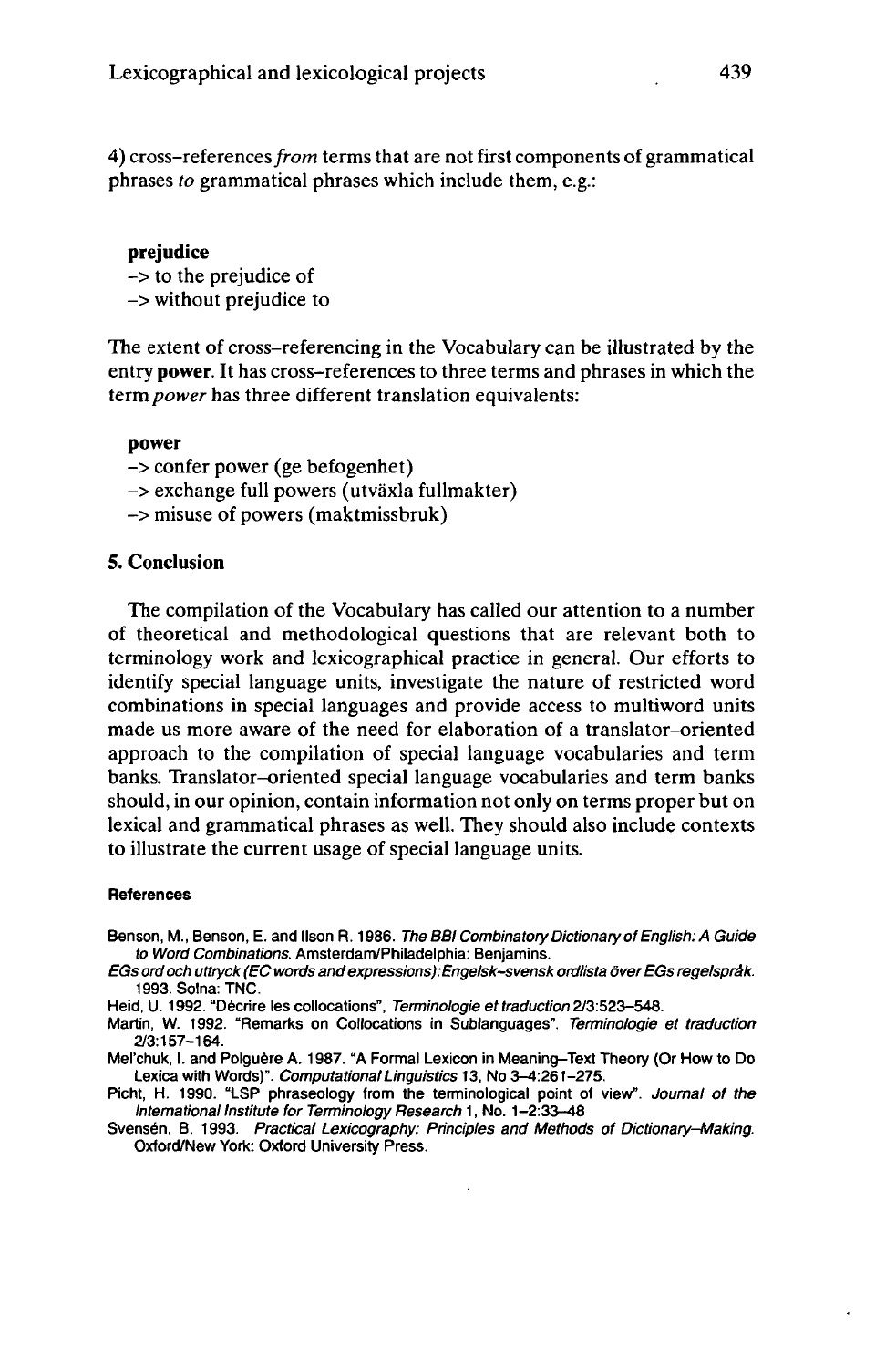4) cross-references *from* terms that are not first components of grammatical phrases *to* grammatical phrases which include them, e.g.:

**prejudice**
-> to the prejudice of
-> without prejudice to

The extent of cross-referencing in the Vocabulary can be illustrated by the entry **power**. It has cross-references to three terms and phrases in which the term *power* has three different translation equivalents:

**power**
-> confer power (ge befogenhet)
-> exchange full powers (utväxla fullmakter)
-> misuse of powers (maktmissbruk)

## 5. Conclusion

The compilation of the Vocabulary has called our attention to a number of theoretical and methodological questions that are relevant both to terminology work and lexicographical practice in general. Our efforts to identify special language units, investigate the nature of restricted word combinations in special languages and provide access to multiword units made us more aware of the need for elaboration of a translator-oriented approach to the compilation of special language vocabularies and term banks. Translator-oriented special language vocabularies and term banks should, in our opinion, contain information not only on terms proper but on lexical and grammatical phrases as well. They should also include contexts to illustrate the current usage of special language units.

### References

Benson, M., Benson, E. and Ilson R. 1986. *The BBI Combinatory Dictionary of English: A Guide to Word Combinations.* Amsterdam/Philadelphia: Benjamins.

*EGs ord och uttryck (EC words and expressions): Engelsk-svensk ordlista över EGs regelspråk.* 1993. Solna: TNC.

Heid, U. 1992. "Décrire les collocations", *Terminologie et traduction* 2/3:523–548.

Martin, W. 1992. "Remarks on Collocations in Sublanguages". *Terminologie et traduction* 2/3:157–164.

Mel'chuk, I. and Polguère A. 1987. "A Formal Lexicon in Meaning-Text Theory (Or How to Do Lexica with Words)". *Computational Linguistics* 13, No 3–4:261–275.

Picht, H. 1990. "LSP phraseology from the terminological point of view". *Journal of the International Institute for Terminology Research* 1, No. 1–2:33–48

Svensén, B. 1993. *Practical Lexicography: Principles and Methods of Dictionary-Making.* Oxford/New York: Oxford University Press.